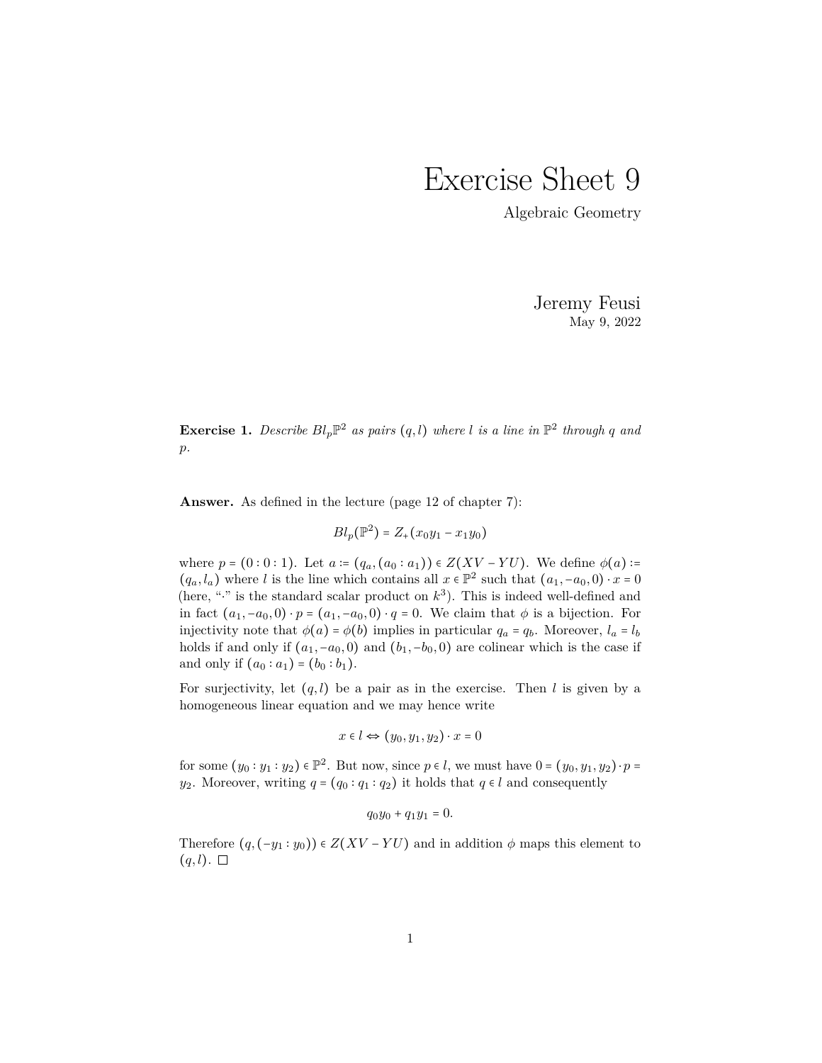# Exercise Sheet 9

Algebraic Geometry

Jeremy Feusi

May 9, 2022

**Exercise 1.** *Describe $Bl_p\mathbb{P}^2$ as pairs $(q, l)$ where $l$ is a line in $\mathbb{P}^2$ through $q$ and $p$.*

**Answer.** As defined in the lecture (page 12 of chapter 7):

$$Bl_p(\mathbb{P}^2) = Z_+(x_0y_1 - x_1y_0)$$

where $p = (0 : 0 : 1)$. Let $a := (q_a, (a_0 : a_1)) \in Z(XV - YU)$. We define $\phi(a) := (q_a, l_a)$ where $l$ is the line which contains all $x \in \mathbb{P}^2$ such that $(a_1, -a_0, 0) \cdot x = 0$ (here, "$\cdot$" is the standard scalar product on $k^3$). This is indeed well-defined and in fact $(a_1, -a_0, 0) \cdot p = (a_1, -a_0, 0) \cdot q = 0$. We claim that $\phi$ is a bijection. For injectivity note that $\phi(a) = \phi(b)$ implies in particular $q_a = q_b$. Moreover, $l_a = l_b$ holds if and only if $(a_1, -a_0, 0)$ and $(b_1, -b_0, 0)$ are colinear which is the case if and only if $(a_0 : a_1) = (b_0 : b_1)$.

For surjectivity, let $(q, l)$ be a pair as in the exercise. Then $l$ is given by a homogeneous linear equation and we may hence write

$$x \in l \Leftrightarrow (y_0, y_1, y_2) \cdot x = 0$$

for some $(y_0 : y_1 : y_2) \in \mathbb{P}^2$. But now, since $p \in l$, we must have $0 = (y_0, y_1, y_2) \cdot p = y_2$. Moreover, writing $q = (q_0 : q_1 : q_2)$ it holds that $q \in l$ and consequently

$$q_0y_0 + q_1y_1 = 0.$$

Therefore $(q, (-y_1 : y_0)) \in Z(XV - YU)$ and in addition $\phi$ maps this element to $(q, l)$. $\square$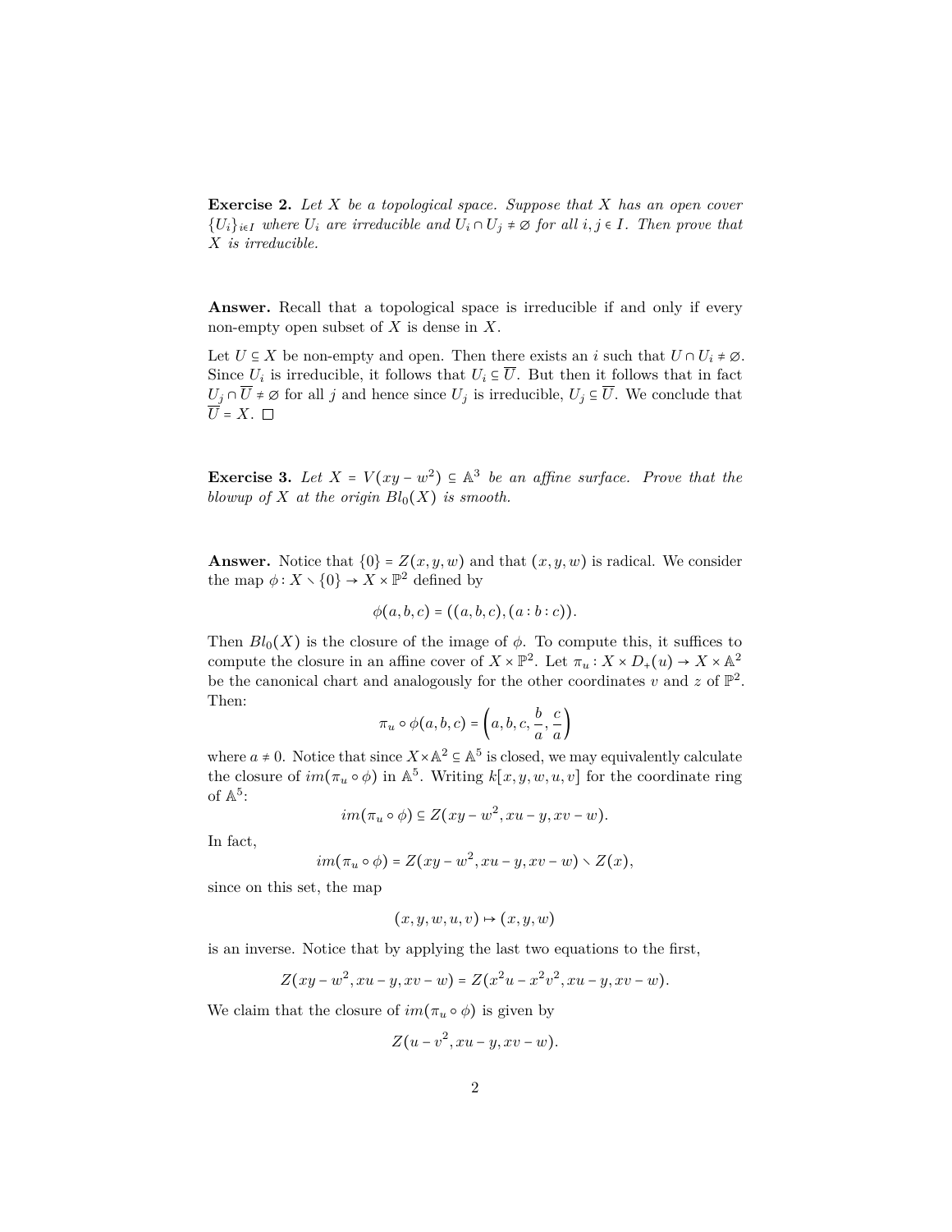**Exercise 2.** *Let $X$ be a topological space. Suppose that $X$ has an open cover $\{U_i\}_{i\in I}$ where $U_i$ are irreducible and $U_i \cap U_j \neq \varnothing$ for all $i, j \in I$. Then prove that $X$ is irreducible.*

**Answer.** Recall that a topological space is irreducible if and only if every non-empty open subset of $X$ is dense in $X$.

Let $U \subseteq X$ be non-empty and open. Then there exists an $i$ such that $U \cap U_i \neq \varnothing$. Since $U_i$ is irreducible, it follows that $U_i \subseteq \overline{U}$. But then it follows that in fact $U_j \cap \overline{U} \neq \varnothing$ for all $j$ and hence since $U_j$ is irreducible, $U_j \subseteq \overline{U}$. We conclude that $\overline{U} = X$. $\square$

**Exercise 3.** *Let $X = V(xy - w^2) \subseteq \mathbb{A}^3$ be an affine surface. Prove that the blowup of $X$ at the origin $Bl_0(X)$ is smooth.*

**Answer.** Notice that $\{0\} = Z(x, y, w)$ and that $(x, y, w)$ is radical. We consider the map $\phi : X \smallsetminus \{0\} \to X \times \mathbb{P}^2$ defined by

$$\phi(a, b, c) = ((a, b, c), (a : b : c)).$$

Then $Bl_0(X)$ is the closure of the image of $\phi$. To compute this, it suffices to compute the closure in an affine cover of $X \times \mathbb{P}^2$. Let $\pi_u : X \times D_+(u) \to X \times \mathbb{A}^2$ be the canonical chart and analogously for the other coordinates $v$ and $z$ of $\mathbb{P}^2$. Then:

$$\pi_u \circ \phi(a, b, c) = \left(a, b, c, \frac{b}{a}, \frac{c}{a}\right)$$

where $a \neq 0$. Notice that since $X \times \mathbb{A}^2 \subseteq \mathbb{A}^5$ is closed, we may equivalently calculate the closure of $im(\pi_u \circ \phi)$ in $\mathbb{A}^5$. Writing $k[x, y, w, u, v]$ for the coordinate ring of $\mathbb{A}^5$:

$$im(\pi_u \circ \phi) \subseteq Z(xy - w^2, xu - y, xv - w).$$

In fact,

$$im(\pi_u \circ \phi) = Z(xy - w^2, xu - y, xv - w) \smallsetminus Z(x),$$

since on this set, the map

$$(x, y, w, u, v) \mapsto (x, y, w)$$

is an inverse. Notice that by applying the last two equations to the first,

$$Z(xy - w^2, xu - y, xv - w) = Z(x^2u - x^2v^2, xu - y, xv - w).$$

We claim that the closure of $im(\pi_u \circ \phi)$ is given by

$$Z(u - v^2, xu - y, xv - w).$$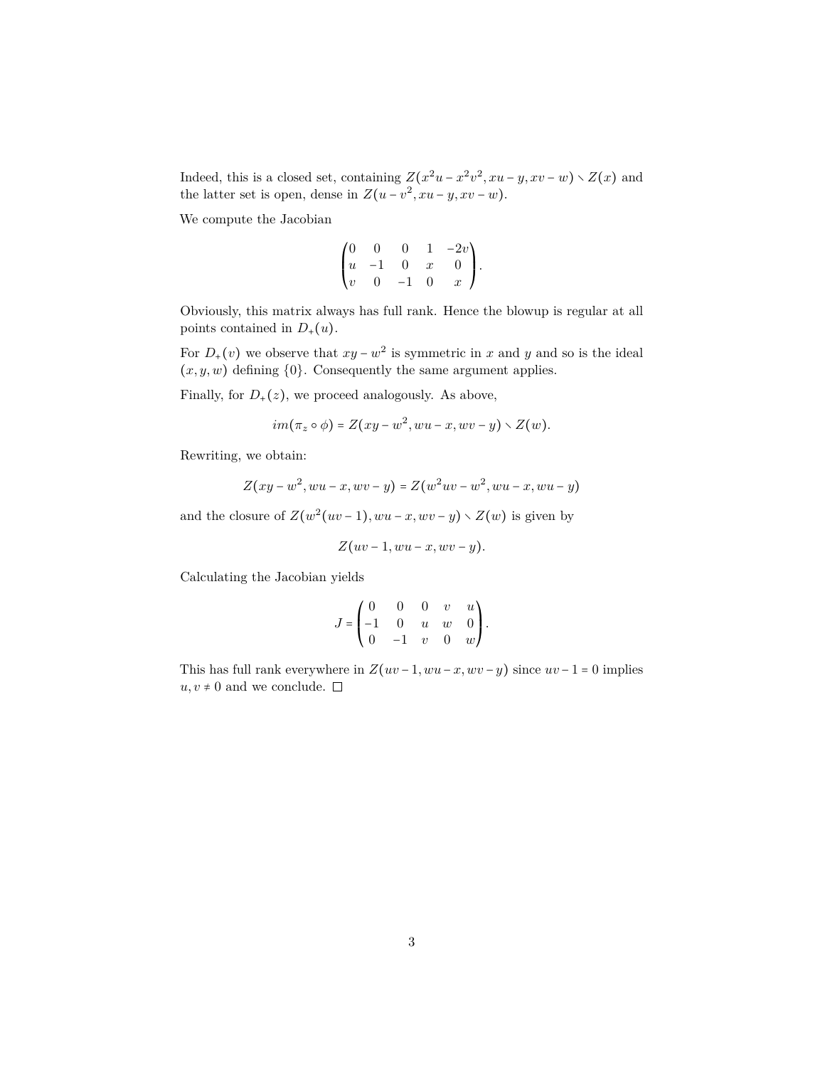Indeed, this is a closed set, containing $Z(x^2u - x^2v^2, xu - y, xv - w) \setminus Z(x)$ and the latter set is open, dense in $Z(u - v^2, xu - y, xv - w)$.

We compute the Jacobian

$$\begin{pmatrix} 0 & 0 & 0 & 1 & -2v \\ u & -1 & 0 & x & 0 \\ v & 0 & -1 & 0 & x \end{pmatrix}.$$

Obviously, this matrix always has full rank. Hence the blowup is regular at all points contained in $D_+(u)$.

For $D_+(v)$ we observe that $xy - w^2$ is symmetric in $x$ and $y$ and so is the ideal $(x, y, w)$ defining $\{0\}$. Consequently the same argument applies.

Finally, for $D_+(z)$, we proceed analogously. As above,

$$im(\pi_z \circ \phi) = Z(xy - w^2, wu - x, wv - y) \setminus Z(w).$$

Rewriting, we obtain:

$$Z(xy - w^2, wu - x, wv - y) = Z(w^2uv - w^2, wu - x, wu - y)$$

and the closure of $Z(w^2(uv - 1), wu - x, wv - y) \setminus Z(w)$ is given by

$$Z(uv - 1, wu - x, wv - y).$$

Calculating the Jacobian yields

$$J = \begin{pmatrix} 0 & 0 & 0 & v & u \\ -1 & 0 & u & w & 0 \\ 0 & -1 & v & 0 & w \end{pmatrix}.$$

This has full rank everywhere in $Z(uv - 1, wu - x, wv - y)$ since $uv - 1 = 0$ implies $u, v \neq 0$ and we conclude. □